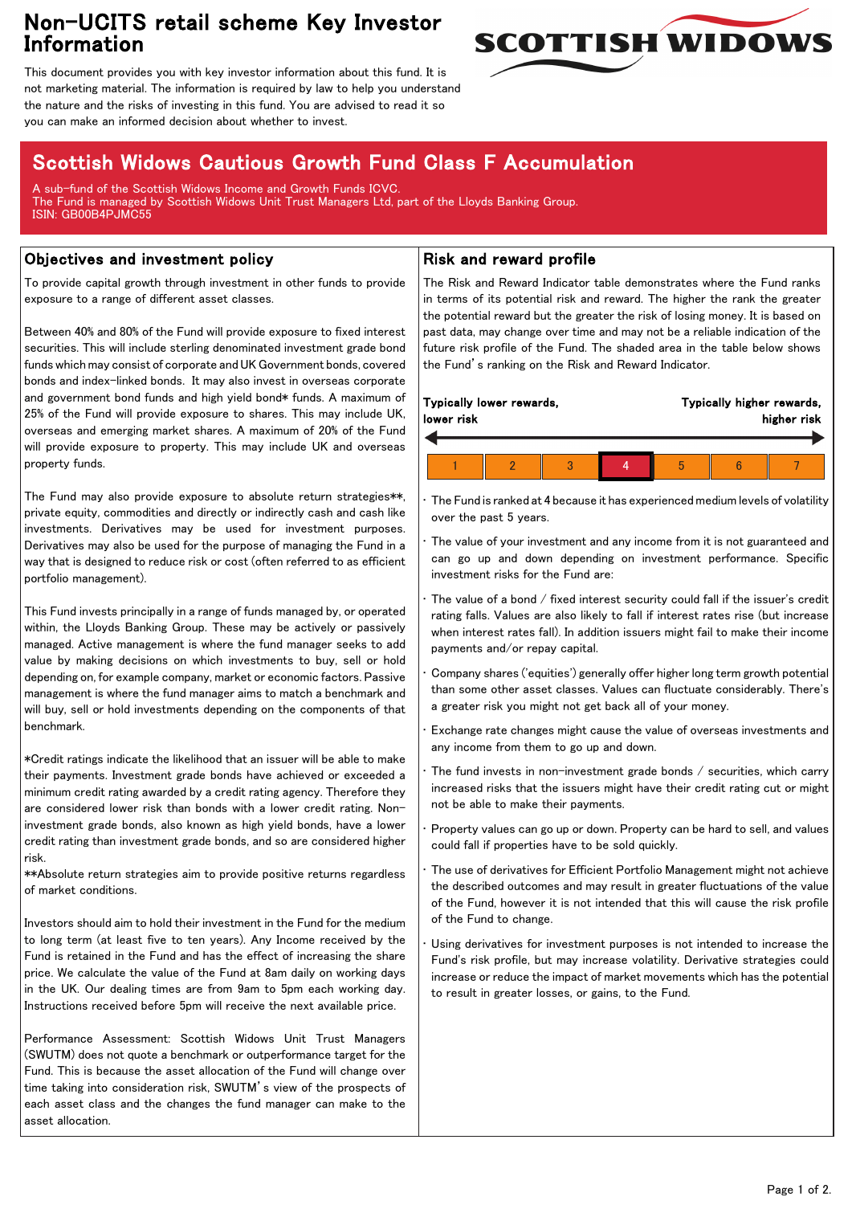# Non-UCITS retail scheme Key Investor Information

This document provides you with key investor information about this fund. It is not marketing material. The information is required by law to help you understand the nature and the risks of investing in this fund. You are advised to read it so you can make an informed decision about whether to invest.

## Scottish Widows Cautious Growth Fund Class F Accumulation

A sub-fund of the Scottish Widows Income and Growth Funds ICVC.
The Fund is managed by Scottish Widows Unit Trust Managers Ltd, part of the Lloyds Banking Group.
ISIN: GB00B4PJMC55

## Objectives and investment policy

To provide capital growth through investment in other funds to provide exposure to a range of different asset classes.

Between 40% and 80% of the Fund will provide exposure to fixed interest securities. This will include sterling denominated investment grade bond funds which may consist of corporate and UK Government bonds, covered bonds and index-linked bonds. It may also invest in overseas corporate and government bond funds and high yield bond* funds. A maximum of 25% of the Fund will provide exposure to shares. This may include UK, overseas and emerging market shares. A maximum of 20% of the Fund will provide exposure to property. This may include UK and overseas property funds.

The Fund may also provide exposure to absolute return strategies**, private equity, commodities and directly or indirectly cash and cash like investments. Derivatives may be used for investment purposes. Derivatives may also be used for the purpose of managing the Fund in a way that is designed to reduce risk or cost (often referred to as efficient portfolio management).

This Fund invests principally in a range of funds managed by, or operated within, the Lloyds Banking Group. These may be actively or passively managed. Active management is where the fund manager seeks to add value by making decisions on which investments to buy, sell or hold depending on, for example company, market or economic factors. Passive management is where the fund manager aims to match a benchmark and will buy, sell or hold investments depending on the components of that benchmark.

*Credit ratings indicate the likelihood that an issuer will be able to make their payments. Investment grade bonds have achieved or exceeded a minimum credit rating awarded by a credit rating agency. Therefore they are considered lower risk than bonds with a lower credit rating. Non-investment grade bonds, also known as high yield bonds, have a lower credit rating than investment grade bonds, and so are considered higher risk.
**Absolute return strategies aim to provide positive returns regardless of market conditions.

Investors should aim to hold their investment in the Fund for the medium to long term (at least five to ten years). Any Income received by the Fund is retained in the Fund and has the effect of increasing the share price. We calculate the value of the Fund at 8am daily on working days in the UK. Our dealing times are from 9am to 5pm each working day. Instructions received before 5pm will receive the next available price.

Performance Assessment: Scottish Widows Unit Trust Managers (SWUTM) does not quote a benchmark or outperformance target for the Fund. This is because the asset allocation of the Fund will change over time taking into consideration risk, SWUTM's view of the prospects of each asset class and the changes the fund manager can make to the asset allocation.

## Risk and reward profile

The Risk and Reward Indicator table demonstrates where the Fund ranks in terms of its potential risk and reward. The higher the rank the greater the potential reward but the greater the risk of losing money. It is based on past data, may change over time and may not be a reliable indication of the future risk profile of the Fund. The shaded area in the table below shows the Fund's ranking on the Risk and Reward Indicator.

**Typically lower rewards, lower risk** ← → **Typically higher rewards, higher risk**

| 1 | 2 | 3 | **4** | 5 | 6 | 7 |
|---|---|---|---|---|---|---|

- The Fund is ranked at 4 because it has experienced medium levels of volatility over the past 5 years.
- The value of your investment and any income from it is not guaranteed and can go up and down depending on investment performance. Specific investment risks for the Fund are:
- The value of a bond / fixed interest security could fall if the issuer's credit rating falls. Values are also likely to fall if interest rates rise (but increase when interest rates fall). In addition issuers might fail to make their income payments and/or repay capital.
- Company shares ('equities') generally offer higher long term growth potential than some other asset classes. Values can fluctuate considerably. There's a greater risk you might not get back all of your money.
- Exchange rate changes might cause the value of overseas investments and any income from them to go up and down.
- The fund invests in non-investment grade bonds / securities, which carry increased risks that the issuers might have their credit rating cut or might not be able to make their payments.
- Property values can go up or down. Property can be hard to sell, and values could fall if properties have to be sold quickly.
- The use of derivatives for Efficient Portfolio Management might not achieve the described outcomes and may result in greater fluctuations of the value of the Fund, however it is not intended that this will cause the risk profile of the Fund to change.
- Using derivatives for investment purposes is not intended to increase the Fund's risk profile, but may increase volatility. Derivative strategies could increase or reduce the impact of market movements which has the potential to result in greater losses, or gains, to the Fund.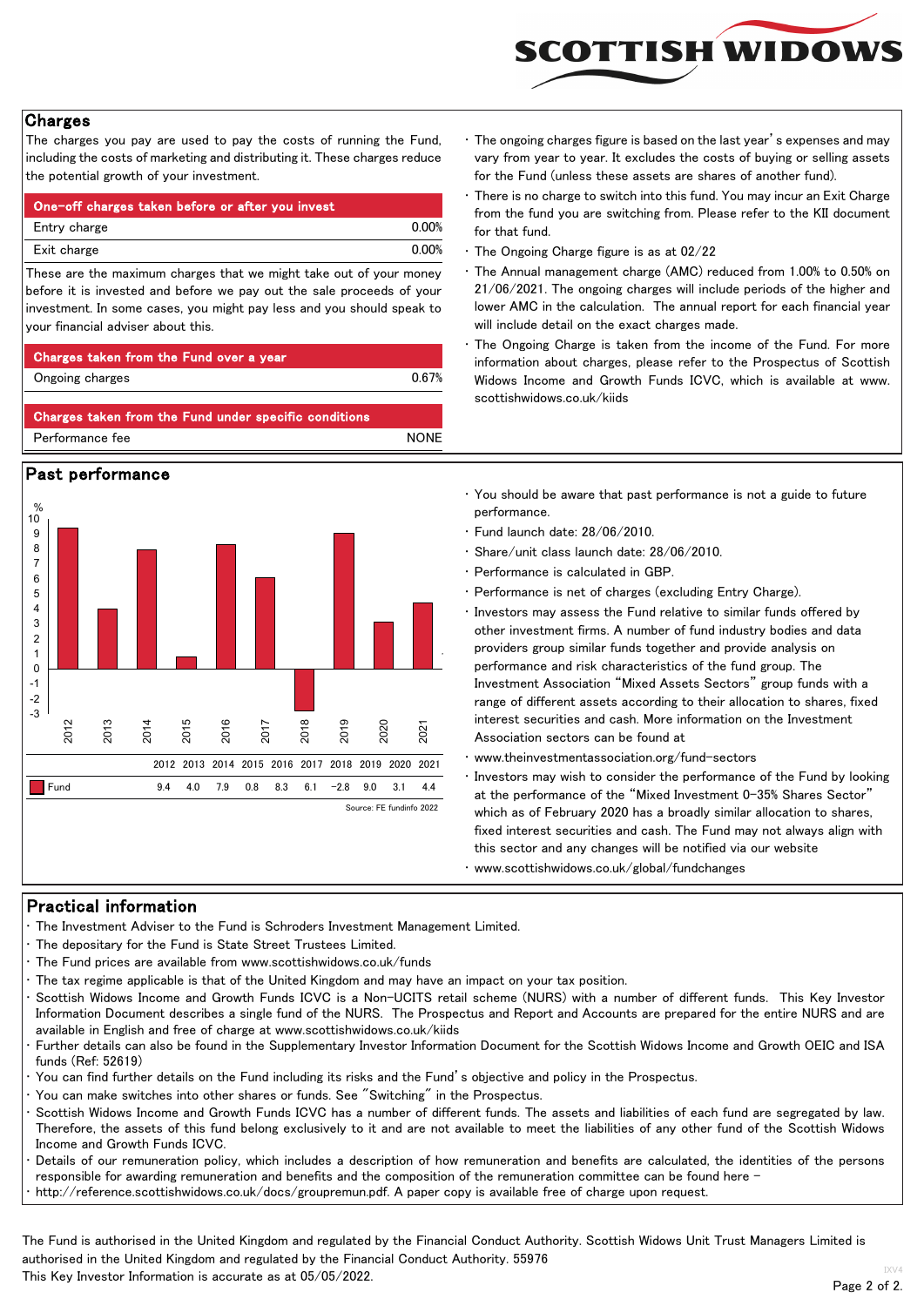## Charges

The charges you pay are used to pay the costs of running the Fund, including the costs of marketing and distributing it. These charges reduce the potential growth of your investment.

| One-off charges taken before or after you invest | |
|---|---|
| Entry charge | 0.00% |
| Exit charge | 0.00% |

These are the maximum charges that we might take out of your money before it is invested and before we pay out the sale proceeds of your investment. In some cases, you might pay less and you should speak to your financial adviser about this.

| Charges taken from the Fund over a year | |
|---|---|
| Ongoing charges | 0.67% |

| Charges taken from the Fund under specific conditions | |
|---|---|
| Performance fee | NONE |

- The ongoing charges figure is based on the last year's expenses and may vary from year to year. It excludes the costs of buying or selling assets for the Fund (unless these assets are shares of another fund).
- There is no charge to switch into this fund. You may incur an Exit Charge from the fund you are switching from. Please refer to the KII document for that fund.
- The Ongoing Charge figure is as at 02/22
- The Annual management charge (AMC) reduced from 1.00% to 0.50% on 21/06/2021. The ongoing charges will include periods of the higher and lower AMC in the calculation. The annual report for each financial year will include detail on the exact charges made.
- The Ongoing Charge is taken from the income of the Fund. For more information about charges, please refer to the Prospectus of Scottish Widows Income and Growth Funds ICVC, which is available at www.scottishwidows.co.uk/kiids

## Past performance

%
10
9
8
7
6
5
4
3
2
1
0
-1
-2
-3

2012 2013 2014 2015 2016 2017 2018 2019 2020 2021

| | 2012 | 2013 | 2014 | 2015 | 2016 | 2017 | 2018 | 2019 | 2020 | 2021 |
|---|---|---|---|---|---|---|---|---|---|---|
| Fund | 9.4 | 4.0 | 7.9 | 0.8 | 8.3 | 6.1 | −2.8 | 9.0 | 3.1 | 4.4 |

Source: FE fundinfo 2022

- You should be aware that past performance is not a guide to future performance.
- Fund launch date: 28/06/2010.
- Share/unit class launch date: 28/06/2010.
- Performance is calculated in GBP.
- Performance is net of charges (excluding Entry Charge).
- Investors may assess the Fund relative to similar funds offered by other investment firms. A number of fund industry bodies and data providers group similar funds together and provide analysis on performance and risk characteristics of the fund group. The Investment Association "Mixed Assets Sectors" group funds with a range of different assets according to their allocation to shares, fixed interest securities and cash. More information on the Investment Association sectors can be found at
- www.theinvestmentassociation.org/fund-sectors
- Investors may wish to consider the performance of the Fund by looking at the performance of the "Mixed Investment 0-35% Shares Sector" which as of February 2020 has a broadly similar allocation to shares, fixed interest securities and cash. The Fund may not always align with this sector and any changes will be notified via our website
- www.scottishwidows.co.uk/global/fundchanges

## Practical information

- The Investment Adviser to the Fund is Schroders Investment Management Limited.
- The depositary for the Fund is State Street Trustees Limited.
- The Fund prices are available from www.scottishwidows.co.uk/funds
- The tax regime applicable is that of the United Kingdom and may have an impact on your tax position.
- Scottish Widows Income and Growth Funds ICVC is a Non-UCITS retail scheme (NURS) with a number of different funds. This Key Investor Information Document describes a single fund of the NURS. The Prospectus and Report and Accounts are prepared for the entire NURS and are available in English and free of charge at www.scottishwidows.co.uk/kiids
- Further details can also be found in the Supplementary Investor Information Document for the Scottish Widows Income and Growth OEIC and ISA funds (Ref: 52619)
- You can find further details on the Fund including its risks and the Fund's objective and policy in the Prospectus.
- You can make switches into other shares or funds. See "Switching" in the Prospectus.
- Scottish Widows Income and Growth Funds ICVC has a number of different funds. The assets and liabilities of each fund are segregated by law. Therefore, the assets of this fund belong exclusively to it and are not available to meet the liabilities of any other fund of the Scottish Widows Income and Growth Funds ICVC.
- Details of our remuneration policy, which includes a description of how remuneration and benefits are calculated, the identities of the persons responsible for awarding remuneration and benefits and the composition of the remuneration committee can be found here –
- http://reference.scottishwidows.co.uk/docs/grouppremun.pdf. A paper copy is available free of charge upon request.

The Fund is authorised in the United Kingdom and regulated by the Financial Conduct Authority. Scottish Widows Unit Trust Managers Limited is authorised in the United Kingdom and regulated by the Financial Conduct Authority. 55976
This Key Investor Information is accurate as at 05/05/2022.